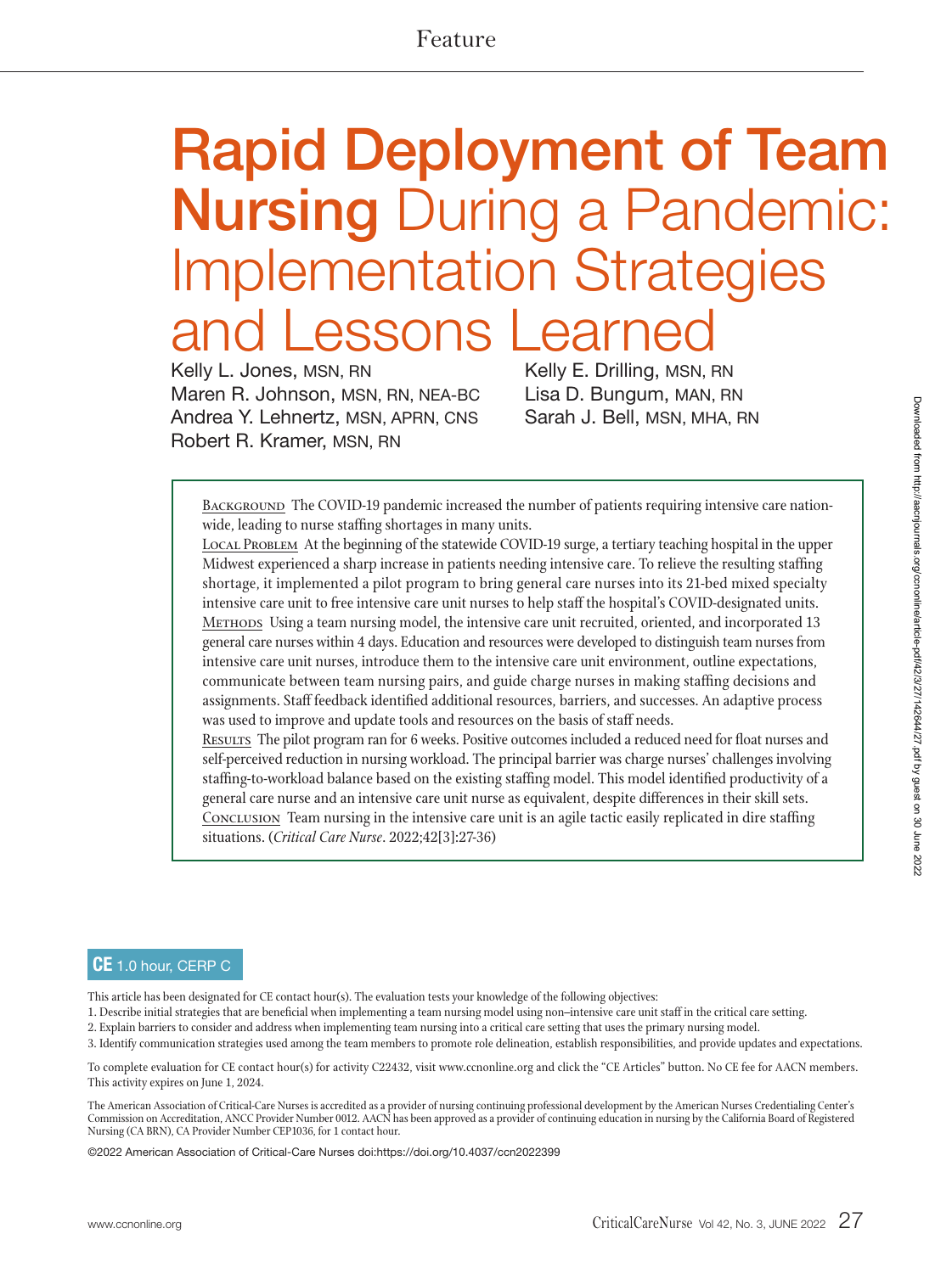Feature

# Rapid Deployment of Team Nursing During a Pandemic: Implementation Strategies and Lessons Learned

Kelly L. Jones, MSN, RN
Maren R. Johnson, MSN, RN, NEA-BC
Andrea Y. Lehnertz, MSN, APRN, CNS
Robert R. Kramer, MSN, RN
Kelly E. Drilling, MSN, RN
Lisa D. Bungum, MAN, RN
Sarah J. Bell, MSN, MHA, RN

Background The COVID-19 pandemic increased the number of patients requiring intensive care nationwide, leading to nurse staffing shortages in many units.

Local Problem At the beginning of the statewide COVID-19 surge, a tertiary teaching hospital in the upper Midwest experienced a sharp increase in patients needing intensive care. To relieve the resulting staffing shortage, it implemented a pilot program to bring general care nurses into its 21-bed mixed specialty intensive care unit to free intensive care unit nurses to help staff the hospital's COVID-designated units.

Methods Using a team nursing model, the intensive care unit recruited, oriented, and incorporated 13 general care nurses within 4 days. Education and resources were developed to distinguish team nurses from intensive care unit nurses, introduce them to the intensive care unit environment, outline expectations, communicate between team nursing pairs, and guide charge nurses in making staffing decisions and assignments. Staff feedback identified additional resources, barriers, and successes. An adaptive process was used to improve and update tools and resources on the basis of staff needs.

Results The pilot program ran for 6 weeks. Positive outcomes included a reduced need for float nurses and self-perceived reduction in nursing workload. The principal barrier was charge nurses' challenges involving staffing-to-workload balance based on the existing staffing model. This model identified productivity of a general care nurse and an intensive care unit nurse as equivalent, despite differences in their skill sets.

Conclusion Team nursing in the intensive care unit is an agile tactic easily replicated in dire staffing situations. (*Critical Care Nurse*. 2022;42[3]:27-36)

**CE** 1.0 hour, CERP C

This article has been designated for CE contact hour(s). The evaluation tests your knowledge of the following objectives:

1. Describe initial strategies that are beneficial when implementing a team nursing model using non–intensive care unit staff in the critical care setting.
2. Explain barriers to consider and address when implementing team nursing into a critical care setting that uses the primary nursing model.
3. Identify communication strategies used among the team members to promote role delineation, establish responsibilities, and provide updates and expectations.

To complete evaluation for CE contact hour(s) for activity C22432, visit www.ccnonline.org and click the "CE Articles" button. No CE fee for AACN members. This activity expires on June 1, 2024.

The American Association of Critical-Care Nurses is accredited as a provider of nursing continuing professional development by the American Nurses Credentialing Center's Commission on Accreditation, ANCC Provider Number 0012. AACN has been approved as a provider of continuing education in nursing by the California Board of Registered Nursing (CA BRN), CA Provider Number CEP1036, for 1 contact hour.

©2022 American Association of Critical-Care Nurses doi:https://doi.org/10.4037/ccn2022399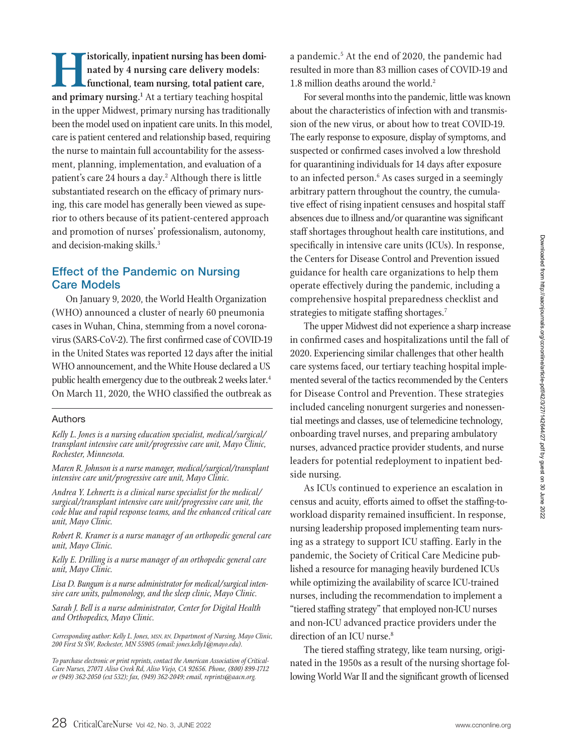**Historically, inpatient nursing has been dominated by 4 nursing care delivery models: functional, team nursing, total patient care, and primary nursing.**[1] At a tertiary teaching hospital in the upper Midwest, primary nursing has traditionally been the model used on inpatient care units. In this model, care is patient centered and relationship based, requiring the nurse to maintain full accountability for the assessment, planning, implementation, and evaluation of a patient's care 24 hours a day.[2] Although there is little substantiated research on the efficacy of primary nursing, this care model has generally been viewed as superior to others because of its patient-centered approach and promotion of nurses' professionalism, autonomy, and decision-making skills.[3]

## Effect of the Pandemic on Nursing Care Models

On January 9, 2020, the World Health Organization (WHO) announced a cluster of nearly 60 pneumonia cases in Wuhan, China, stemming from a novel coronavirus (SARS-CoV-2). The first confirmed case of COVID-19 in the United States was reported 12 days after the initial WHO announcement, and the White House declared a US public health emergency due to the outbreak 2 weeks later.[4] On March 11, 2020, the WHO classified the outbreak as a pandemic.[5] At the end of 2020, the pandemic had resulted in more than 83 million cases of COVID-19 and 1.8 million deaths around the world.[2]

For several months into the pandemic, little was known about the characteristics of infection with and transmission of the new virus, or about how to treat COVID-19. The early response to exposure, display of symptoms, and suspected or confirmed cases involved a low threshold for quarantining individuals for 14 days after exposure to an infected person.[6] As cases surged in a seemingly arbitrary pattern throughout the country, the cumulative effect of rising inpatient censuses and hospital staff absences due to illness and/or quarantine was significant staff shortages throughout health care institutions, and specifically in intensive care units (ICUs). In response, the Centers for Disease Control and Prevention issued guidance for health care organizations to help them operate effectively during the pandemic, including a comprehensive hospital preparedness checklist and strategies to mitigate staffing shortages.[7]

The upper Midwest did not experience a sharp increase in confirmed cases and hospitalizations until the fall of 2020. Experiencing similar challenges that other health care systems faced, our tertiary teaching hospital implemented several of the tactics recommended by the Centers for Disease Control and Prevention. These strategies included canceling nonurgent surgeries and nonessential meetings and classes, use of telemedicine technology, onboarding travel nurses, and preparing ambulatory nurses, advanced practice provider students, and nurse leaders for potential redeployment to inpatient bedside nursing.

As ICUs continued to experience an escalation in census and acuity, efforts aimed to offset the staffing-to-workload disparity remained insufficient. In response, nursing leadership proposed implementing team nursing as a strategy to support ICU staffing. Early in the pandemic, the Society of Critical Care Medicine published a resource for managing heavily burdened ICUs while optimizing the availability of scarce ICU-trained nurses, including the recommendation to implement a "tiered staffing strategy" that employed non-ICU nurses and non-ICU advanced practice providers under the direction of an ICU nurse.[8]

The tiered staffing strategy, like team nursing, originated in the 1950s as a result of the nursing shortage following World War II and the significant growth of licensed

### Authors

*Kelly L. Jones is a nursing education specialist, medical/surgical/transplant intensive care unit/progressive care unit, Mayo Clinic, Rochester, Minnesota.*

*Maren R. Johnson is a nurse manager, medical/surgical/transplant intensive care unit/progressive care unit, Mayo Clinic.*

*Andrea Y. Lehnertz is a clinical nurse specialist for the medical/surgical/transplant intensive care unit/progressive care unit, the code blue and rapid response teams, and the enhanced critical care unit, Mayo Clinic.*

*Robert R. Kramer is a nurse manager of an orthopedic general care unit, Mayo Clinic.*

*Kelly E. Drilling is a nurse manager of an orthopedic general care unit, Mayo Clinic.*

*Lisa D. Bungum is a nurse administrator for medical/surgical intensive care units, pulmonology, and the sleep clinic, Mayo Clinic.*

*Sarah J. Bell is a nurse administrator, Center for Digital Health and Orthopedics, Mayo Clinic.*

*Corresponding author: Kelly L. Jones, MSN, RN, Department of Nursing, Mayo Clinic, 200 First St SW, Rochester, MN 55905 (email: jones.kelly1@mayo.edu).*

*To purchase electronic or print reprints, contact the American Association of Critical-Care Nurses, 27071 Aliso Creek Rd, Aliso Viejo, CA 92656. Phone, (800) 899-1712 or (949) 362-2050 (ext 532); fax, (949) 362-2049; email, reprints@aacn.org.*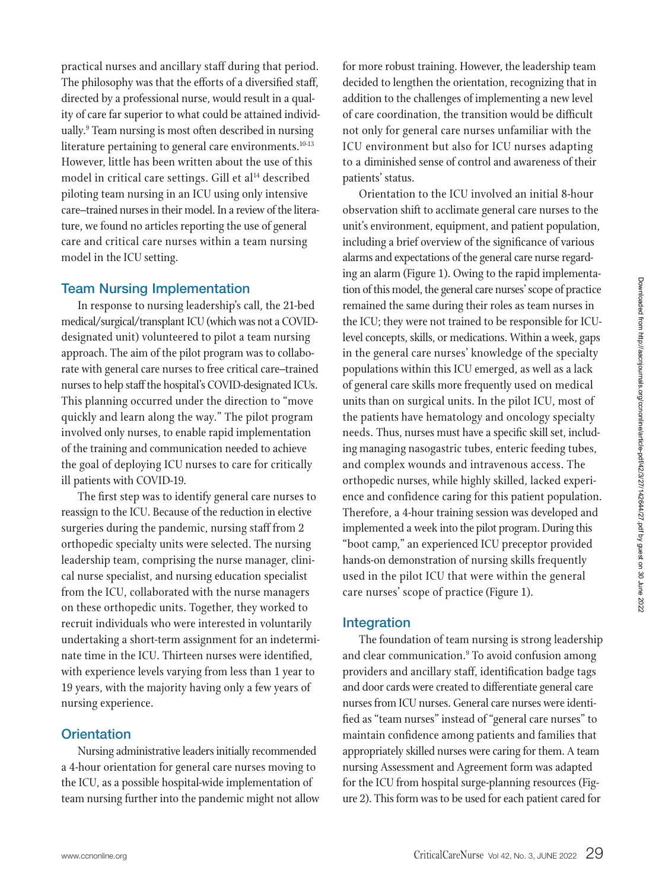practical nurses and ancillary staff during that period. The philosophy was that the efforts of a diversified staff, directed by a professional nurse, would result in a quality of care far superior to what could be attained individually.[9] Team nursing is most often described in nursing literature pertaining to general care environments.[10-13] However, little has been written about the use of this model in critical care settings. Gill et al[14] described piloting team nursing in an ICU using only intensive care–trained nurses in their model. In a review of the literature, we found no articles reporting the use of general care and critical care nurses within a team nursing model in the ICU setting.

## Team Nursing Implementation

In response to nursing leadership's call, the 21-bed medical/surgical/transplant ICU (which was not a COVID-designated unit) volunteered to pilot a team nursing approach. The aim of the pilot program was to collaborate with general care nurses to free critical care–trained nurses to help staff the hospital's COVID-designated ICUs. This planning occurred under the direction to "move quickly and learn along the way." The pilot program involved only nurses, to enable rapid implementation of the training and communication needed to achieve the goal of deploying ICU nurses to care for critically ill patients with COVID-19.

The first step was to identify general care nurses to reassign to the ICU. Because of the reduction in elective surgeries during the pandemic, nursing staff from 2 orthopedic specialty units were selected. The nursing leadership team, comprising the nurse manager, clinical nurse specialist, and nursing education specialist from the ICU, collaborated with the nurse managers on these orthopedic units. Together, they worked to recruit individuals who were interested in voluntarily undertaking a short-term assignment for an indeterminate time in the ICU. Thirteen nurses were identified, with experience levels varying from less than 1 year to 19 years, with the majority having only a few years of nursing experience.

## Orientation

Nursing administrative leaders initially recommended a 4-hour orientation for general care nurses moving to the ICU, as a possible hospital-wide implementation of team nursing further into the pandemic might not allow for more robust training. However, the leadership team decided to lengthen the orientation, recognizing that in addition to the challenges of implementing a new level of care coordination, the transition would be difficult not only for general care nurses unfamiliar with the ICU environment but also for ICU nurses adapting to a diminished sense of control and awareness of their patients' status.

Orientation to the ICU involved an initial 8-hour observation shift to acclimate general care nurses to the unit's environment, equipment, and patient population, including a brief overview of the significance of various alarms and expectations of the general care nurse regarding an alarm (Figure 1). Owing to the rapid implementation of this model, the general care nurses' scope of practice remained the same during their roles as team nurses in the ICU; they were not trained to be responsible for ICU-level concepts, skills, or medications. Within a week, gaps in the general care nurses' knowledge of the specialty populations within this ICU emerged, as well as a lack of general care skills more frequently used on medical units than on surgical units. In the pilot ICU, most of the patients have hematology and oncology specialty needs. Thus, nurses must have a specific skill set, including managing nasogastric tubes, enteric feeding tubes, and complex wounds and intravenous access. The orthopedic nurses, while highly skilled, lacked experience and confidence caring for this patient population. Therefore, a 4-hour training session was developed and implemented a week into the pilot program. During this "boot camp," an experienced ICU preceptor provided hands-on demonstration of nursing skills frequently used in the pilot ICU that were within the general care nurses' scope of practice (Figure 1).

## Integration

The foundation of team nursing is strong leadership and clear communication.[9] To avoid confusion among providers and ancillary staff, identification badge tags and door cards were created to differentiate general care nurses from ICU nurses. General care nurses were identified as "team nurses" instead of "general care nurses" to maintain confidence among patients and families that appropriately skilled nurses were caring for them. A team nursing Assessment and Agreement form was adapted for the ICU from hospital surge-planning resources (Figure 2). This form was to be used for each patient cared for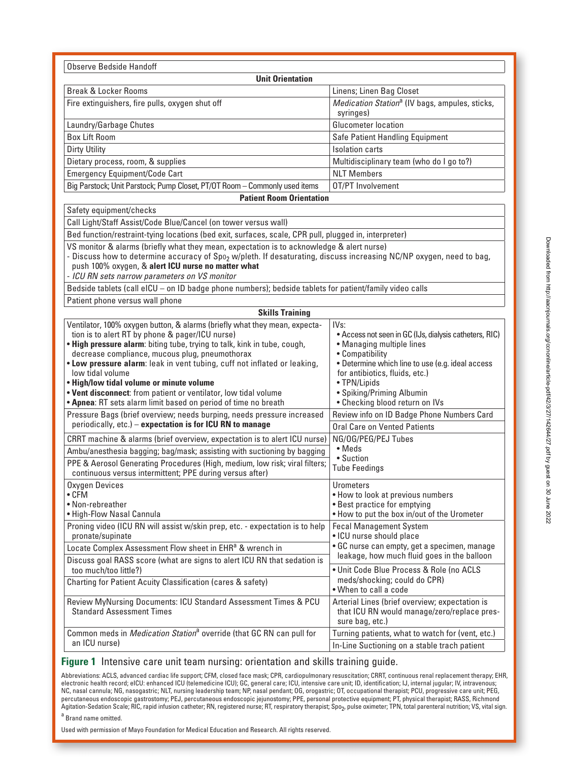| Observe Bedside Handoff | |
|---|---|
| **Unit Orientation** | |
| Break & Locker Rooms | Linens; Linen Bag Closet |
| Fire extinguishers, fire pulls, oxygen shut off | *Medication Station*[a] (IV bags, ampules, sticks, syringes) |
| Laundry/Garbage Chutes | Glucometer location |
| Box Lift Room | Safe Patient Handling Equipment |
| Dirty Utility | Isolation carts |
| Dietary process, room, & supplies | Multidisciplinary team (who do I go to?) |
| Emergency Equipment/Code Cart | NLT Members |
| Big Parstock; Unit Parstock; Pump Closet, PT/OT Room – Commonly used items | OT/PT Involvement |
| **Patient Room Orientation** | |
| Safety equipment/checks | |
| Call Light/Staff Assist/Code Blue/Cancel (on tower versus wall) | |
| Bed function/restraint-tying locations (bed exit, surfaces, scale, CPR pull, plugged in, interpreter) | |
| VS monitor & alarms (briefly what they mean, expectation is to acknowledge & alert nurse)<br>- Discuss how to determine accuracy of $Spo_2$ w/pleth. If desaturating, discuss increasing NC/NP oxygen, need to bag, push 100% oxygen, & **alert ICU nurse no matter what**<br>- *ICU RN sets narrow parameters on VS monitor* | |
| Bedside tablets (call eICU – on ID badge phone numbers); bedside tablets for patient/family video calls | |
| Patient phone versus wall phone | |
| **Skills Training** | |
| Ventilator, 100% oxygen button, & alarms (briefly what they mean, expectation is to alert RT by phone & pager/ICU nurse)<br>• **High pressure alarm**: biting tube, trying to talk, kink in tube, cough, decrease compliance, mucous plug, pneumothorax<br>• **Low pressure alarm**: leak in vent tubing, cuff not inflated or leaking, low tidal volume<br>• **High/low tidal volume or minute volume**<br>• **Vent disconnect**: from patient or ventilator, low tidal volume<br>• **Apnea**: RT sets alarm limit based on period of time no breath | IVs:<br>• Access not seen in GC (IJs, dialysis catheters, RIC)<br>• Managing multiple lines<br>• Compatibility<br>• Determine which line to use (e.g. ideal access for antibiotics, fluids, etc.)<br>• TPN/Lipids<br>• Spiking/Priming Albumin<br>• Checking blood return on IVs |
| Pressure Bags (brief overview; needs burping, needs pressure increased periodically, etc.) – **expectation is for ICU RN to manage** | Review info on ID Badge Phone Numbers Card<br>Oral Care on Vented Patients |
| CRRT machine & alarms (brief overview, expectation is to alert ICU nurse)<br>Ambu/anesthesia bagging; bag/mask; assisting with suctioning by bagging<br>PPE & Aerosol Generating Procedures (High, medium, low risk; viral filters; continuous versus intermittent; PPE during versus after) | NG/OG/PEG/PEJ Tubes<br>• Meds<br>• Suction<br>Tube Feedings |
| Oxygen Devices<br>• CFM<br>• Non-rebreather<br>• High-Flow Nasal Cannula | Urometers<br>• How to look at previous numbers<br>• Best practice for emptying<br>• How to put the box in/out of the Urometer |
| Proning video (ICU RN will assist w/skin prep, etc. - expectation is to help pronate/supinate)<br>Locate Complex Assessment Flow sheet in EHR[a] & wrench in | Fecal Management System<br>• ICU nurse should place<br>• GC nurse can empty, get a specimen, manage leakage, how much fluid goes in the balloon |
| Discuss goal RASS score (what are signs to alert ICU RN that sedation is too much/too little?)<br>Charting for Patient Acuity Classification (cares & safety) | • Unit Code Blue Process & Role (no ACLS meds/shocking; could do CPR)<br>• When to call a code |
| Review MyNursing Documents: ICU Standard Assessment Times & PCU Standard Assessment Times | Arterial Lines (brief overview; expectation is that ICU RN would manage/zero/replace pressure bag, etc.) |
| Common meds in *Medication Station*[a] override (that GC RN can pull for an ICU nurse) | Turning patients, what to watch for (vent, etc.)<br>In-Line Suctioning on a stable trach patient |

**Figure 1** Intensive care unit team nursing: orientation and skills training guide.

Abbreviations: ACLS, advanced cardiac life support; CFM, closed face mask; CPR, cardiopulmonary resuscitation; CRRT, continuous renal replacement therapy; EHR, electronic health record; eICU: enhanced ICU (telemedicine ICU); GC, general care; ICU, intensive care unit; ID, identification; IJ, internal jugular; IV, intravenous; NC, nasal cannula; NG, nasogastric; NLT, nursing leadership team; NP, nasal pendant; OG, orogastric; OT, occupational therapist; PCU, progressive care unit; PEG, percutaneous endoscopic gastrostomy; PEJ, percutaneous endoscopic jejunostomy; PPE, personal protective equipment; PT, physical therapist; RASS, Richmond Agitation-Sedation Scale; RIC, rapid infusion catheter; RN, registered nurse; RT, respiratory therapist; $Spo_2$, pulse oximeter; TPN, total parenteral nutrition; VS, vital sign.

[a] Brand name omitted.

Used with permission of Mayo Foundation for Medical Education and Research. All rights reserved.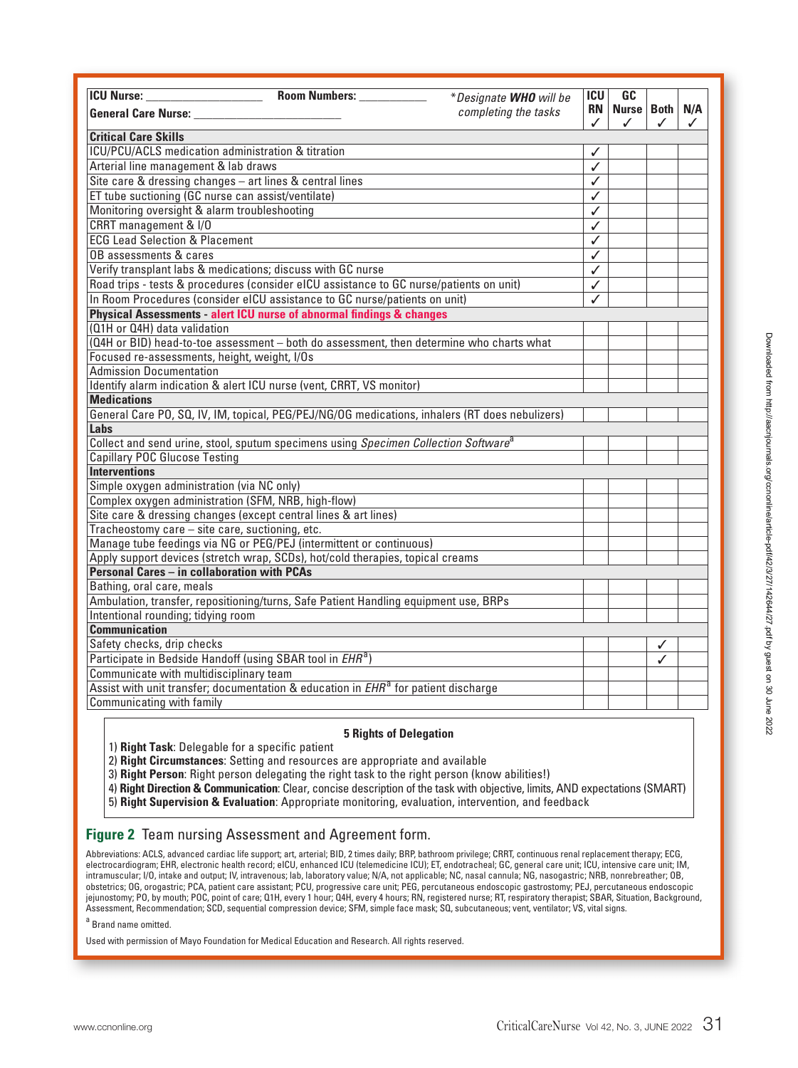| ICU Nurse: ________________ Room Numbers: __________ General Care Nurse: ____________________ | *Designate **WHO** will be completing the tasks | ICU RN ✓ | GC Nurse ✓ | Both ✓ | N/A ✓ |
|---|---|---|---|---|---|
| **Critical Care Skills** | | | | | |
| ICU/PCU/ACLS medication administration & titration | | ✓ | | | |
| Arterial line management & lab draws | | ✓ | | | |
| Site care & dressing changes – art lines & central lines | | ✓ | | | |
| ET tube suctioning (GC nurse can assist/ventilate) | | ✓ | | | |
| Monitoring oversight & alarm troubleshooting | | ✓ | | | |
| CRRT management & I/O | | ✓ | | | |
| ECG Lead Selection & Placement | | ✓ | | | |
| OB assessments & cares | | ✓ | | | |
| Verify transplant labs & medications; discuss with GC nurse | | ✓ | | | |
| Road trips - tests & procedures (consider eICU assistance to GC nurse/patients on unit) | | ✓ | | | |
| In Room Procedures (consider eICU assistance to GC nurse/patients on unit) | | ✓ | | | |
| **Physical Assessments - alert ICU nurse of abnormal findings & changes** | | | | | |
| (Q1H or Q4H) data validation | | | | | |
| (Q4H or BID) head-to-toe assessment – both do assessment, then determine who charts what | | | | | |
| Focused re-assessments, height, weight, I/Os | | | | | |
| Admission Documentation | | | | | |
| Identify alarm indication & alert ICU nurse (vent, CRRT, VS monitor) | | | | | |
| **Medications** | | | | | |
| General Care PO, SQ, IV, IM, topical, PEG/PEJ/NG/OG medications, inhalers (RT does nebulizers) | | | | | |
| **Labs** | | | | | |
| Collect and send urine, stool, sputum specimens using *Specimen Collection Software*[a] | | | | | |
| Capillary POC Glucose Testing | | | | | |
| **Interventions** | | | | | |
| Simple oxygen administration (via NC only) | | | | | |
| Complex oxygen administration (SFM, NRB, high-flow) | | | | | |
| Site care & dressing changes (except central lines & art lines) | | | | | |
| Tracheostomy care – site care, suctioning, etc. | | | | | |
| Manage tube feedings via NG or PEG/PEJ (intermittent or continuous) | | | | | |
| Apply support devices (stretch wrap, SCDs), hot/cold therapies, topical creams | | | | | |
| **Personal Cares – in collaboration with PCAs** | | | | | |
| Bathing, oral care, meals | | | | | |
| Ambulation, transfer, repositioning/turns, Safe Patient Handling equipment use, BRPs | | | | | |
| Intentional rounding; tidying room | | | | | |
| **Communication** | | | | | |
| Safety checks, drip checks | | | | ✓ | |
| Participate in Bedside Handoff (using SBAR tool in *EHR*[a]) | | | | ✓ | |
| Communicate with multidisciplinary team | | | | | |
| Assist with unit transfer; documentation & education in *EHR*[a] for patient discharge | | | | | |
| Communicating with family | | | | | |

**5 Rights of Delegation**

1) **Right Task**: Delegable for a specific patient
2) **Right Circumstances**: Setting and resources are appropriate and available
3) **Right Person**: Right person delegating the right task to the right person (know abilities!)
4) **Right Direction & Communication**: Clear, concise description of the task with objective, limits, AND expectations (SMART)
5) **Right Supervision & Evaluation**: Appropriate monitoring, evaluation, intervention, and feedback

**Figure 2** Team nursing Assessment and Agreement form.

Abbreviations: ACLS, advanced cardiac life support; art, arterial; BID, 2 times daily; BRP, bathroom privilege; CRRT, continuous renal replacement therapy; ECG, electrocardiogram; EHR, electronic health record; eICU, enhanced ICU (telemedicine ICU); ET, endotracheal; GC, general care unit; ICU, intensive care unit; IM, intramuscular; I/O, intake and output; IV, intravenous; lab, laboratory value; N/A, not applicable; NC, nasal cannula; NG, nasogastric; NRB, nonrebreather; OB, obstetrics; OG, orogastric; PCA, patient care assistant; PCU, progressive care unit; PEG, percutaneous endoscopic gastrostomy; PEJ, percutaneous endoscopic jejunostomy; PO, by mouth; POC, point of care; Q1H, every 1 hour; Q4H, every 4 hours; RN, registered nurse; RT, respiratory therapist; SBAR, Situation, Background, Assessment, Recommendation; SCD, sequential compression device; SFM, simple face mask; SQ, subcutaneous; vent, ventilator; VS, vital signs.

[a] Brand name omitted.

Used with permission of Mayo Foundation for Medical Education and Research. All rights reserved.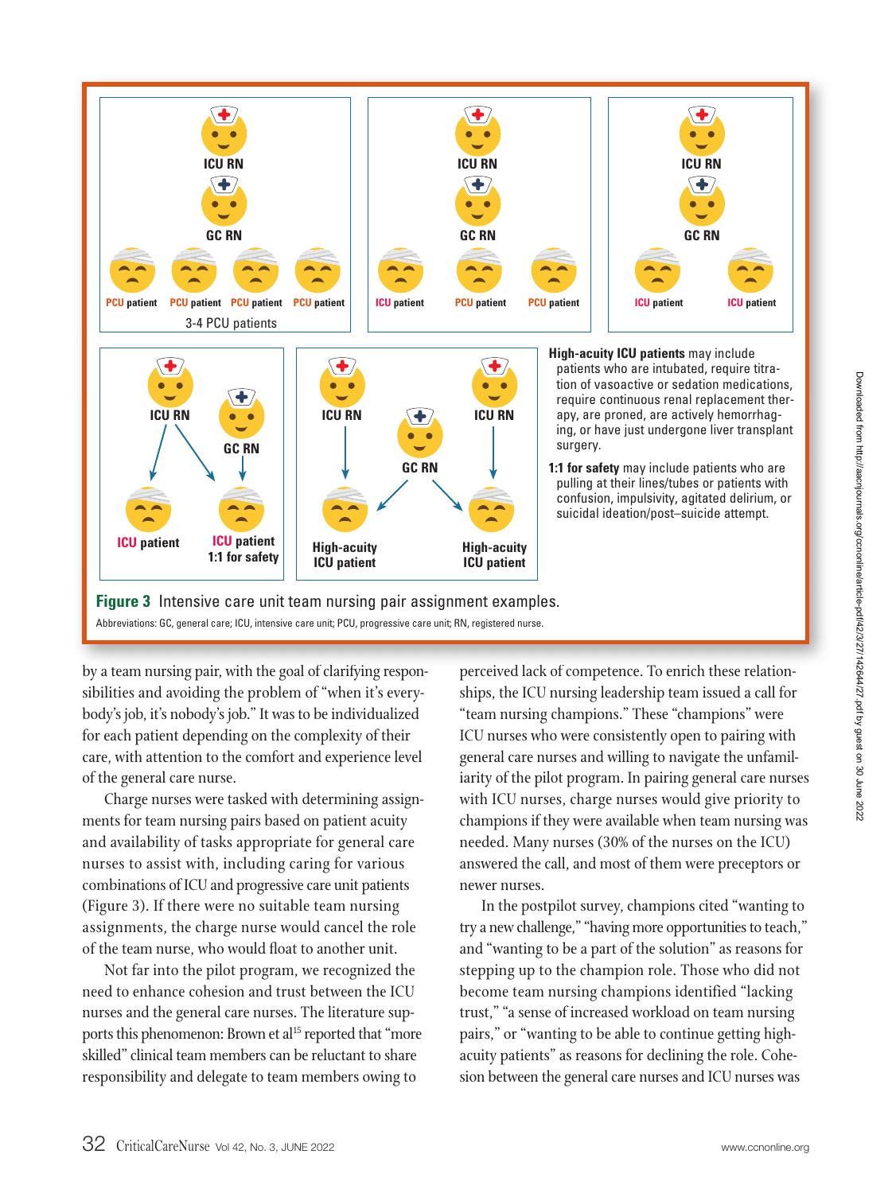High-acuity ICU patients may include patients who are intubated, require titration of vasoactive or sedation medications, require continuous renal replacement therapy, are proned, are actively hemorrhaging, or have just undergone liver transplant surgery.

1:1 for safety may include patients who are pulling at their lines/tubes or patients with confusion, impulsivity, agitated delirium, or suicidal ideation/post–suicide attempt.

**Figure 3** Intensive care unit team nursing pair assignment examples.

Abbreviations: GC, general care; ICU, intensive care unit; PCU, progressive care unit; RN, registered nurse.

by a team nursing pair, with the goal of clarifying responsibilities and avoiding the problem of "when it's everybody's job, it's nobody's job." It was to be individualized for each patient depending on the complexity of their care, with attention to the comfort and experience level of the general care nurse.

Charge nurses were tasked with determining assignments for team nursing pairs based on patient acuity and availability of tasks appropriate for general care nurses to assist with, including caring for various combinations of ICU and progressive care unit patients (Figure 3). If there were no suitable team nursing assignments, the charge nurse would cancel the role of the team nurse, who would float to another unit.

Not far into the pilot program, we recognized the need to enhance cohesion and trust between the ICU nurses and the general care nurses. The literature supports this phenomenon: Brown et al[15] reported that "more skilled" clinical team members can be reluctant to share responsibility and delegate to team members owing to perceived lack of competence. To enrich these relationships, the ICU nursing leadership team issued a call for "team nursing champions." These "champions" were ICU nurses who were consistently open to pairing with general care nurses and willing to navigate the unfamiliarity of the pilot program. In pairing general care nurses with ICU nurses, charge nurses would give priority to champions if they were available when team nursing was needed. Many nurses (30% of the nurses on the ICU) answered the call, and most of them were preceptors or newer nurses.

In the postpilot survey, champions cited "wanting to try a new challenge," "having more opportunities to teach," and "wanting to be a part of the solution" as reasons for stepping up to the champion role. Those who did not become team nursing champions identified "lacking trust," "a sense of increased workload on team nursing pairs," or "wanting to be able to continue getting high-acuity patients" as reasons for declining the role. Cohesion between the general care nurses and ICU nurses was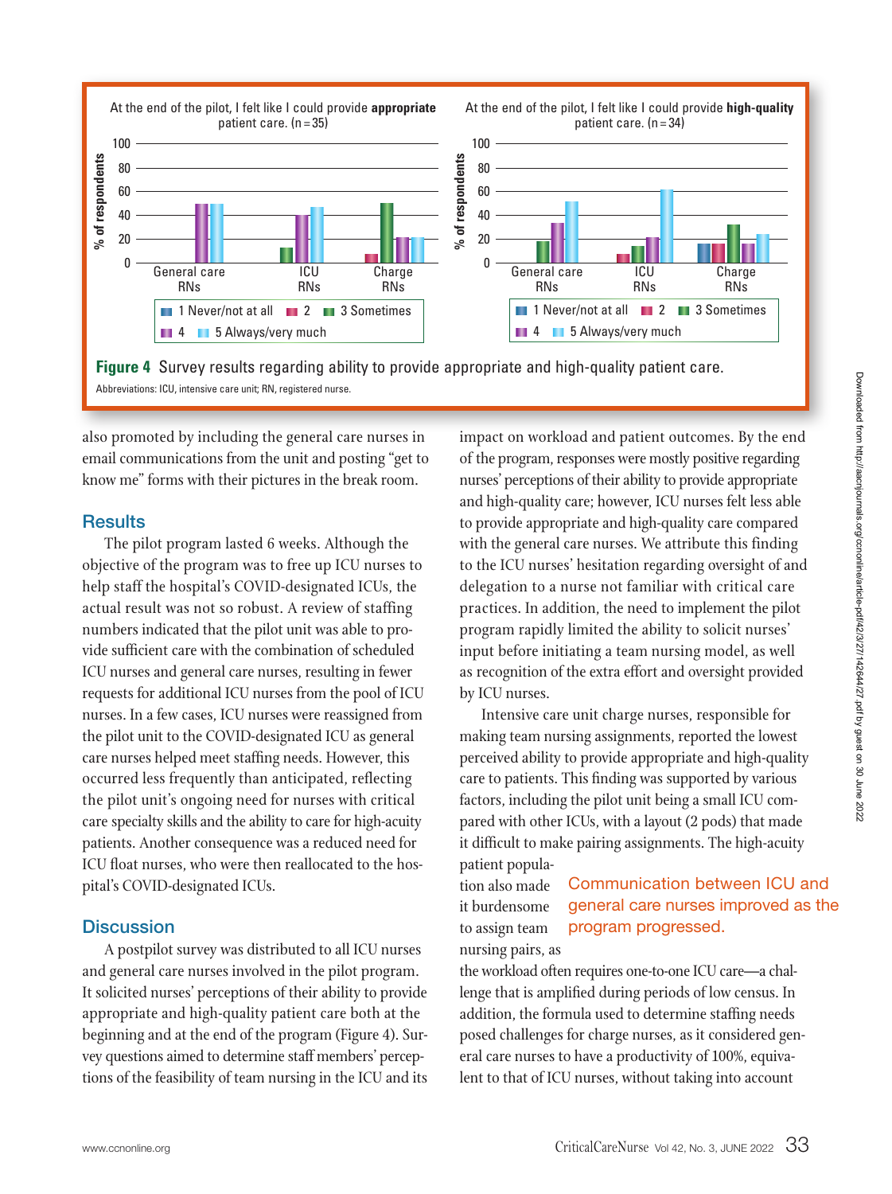At the end of the pilot, I felt like I could provide **appropriate** patient care. (n = 35)

At the end of the pilot, I felt like I could provide **high-quality** patient care. (n = 34)

**Figure 4** Survey results regarding ability to provide appropriate and high-quality patient care.

Abbreviations: ICU, intensive care unit; RN, registered nurse.

also promoted by including the general care nurses in email communications from the unit and posting "get to know me" forms with their pictures in the break room.

## Results

The pilot program lasted 6 weeks. Although the objective of the program was to free up ICU nurses to help staff the hospital's COVID-designated ICUs, the actual result was not so robust. A review of staffing numbers indicated that the pilot unit was able to provide sufficient care with the combination of scheduled ICU nurses and general care nurses, resulting in fewer requests for additional ICU nurses from the pool of ICU nurses. In a few cases, ICU nurses were reassigned from the pilot unit to the COVID-designated ICU as general care nurses helped meet staffing needs. However, this occurred less frequently than anticipated, reflecting the pilot unit's ongoing need for nurses with critical care specialty skills and the ability to care for high-acuity patients. Another consequence was a reduced need for ICU float nurses, who were then reallocated to the hospital's COVID-designated ICUs.

## Discussion

A postpilot survey was distributed to all ICU nurses and general care nurses involved in the pilot program. It solicited nurses' perceptions of their ability to provide appropriate and high-quality patient care both at the beginning and at the end of the program (Figure 4). Survey questions aimed to determine staff members' perceptions of the feasibility of team nursing in the ICU and its impact on workload and patient outcomes. By the end of the program, responses were mostly positive regarding nurses' perceptions of their ability to provide appropriate and high-quality care; however, ICU nurses felt less able to provide appropriate and high-quality care compared with the general care nurses. We attribute this finding to the ICU nurses' hesitation regarding oversight of and delegation to a nurse not familiar with critical care practices. In addition, the need to implement the pilot program rapidly limited the ability to solicit nurses' input before initiating a team nursing model, as well as recognition of the extra effort and oversight provided by ICU nurses.

Intensive care unit charge nurses, responsible for making team nursing assignments, reported the lowest perceived ability to provide appropriate and high-quality care to patients. This finding was supported by various factors, including the pilot unit being a small ICU compared with other ICUs, with a layout (2 pods) that made it difficult to make pairing assignments. The high-acuity patient population also made it burdensome to assign team nursing pairs, as the workload often requires one-to-one ICU care—a challenge that is amplified during periods of low census. In addition, the formula used to determine staffing needs posed challenges for charge nurses, as it considered general care nurses to have a productivity of 100%, equivalent to that of ICU nurses, without taking into account

Communication between ICU and general care nurses improved as the program progressed.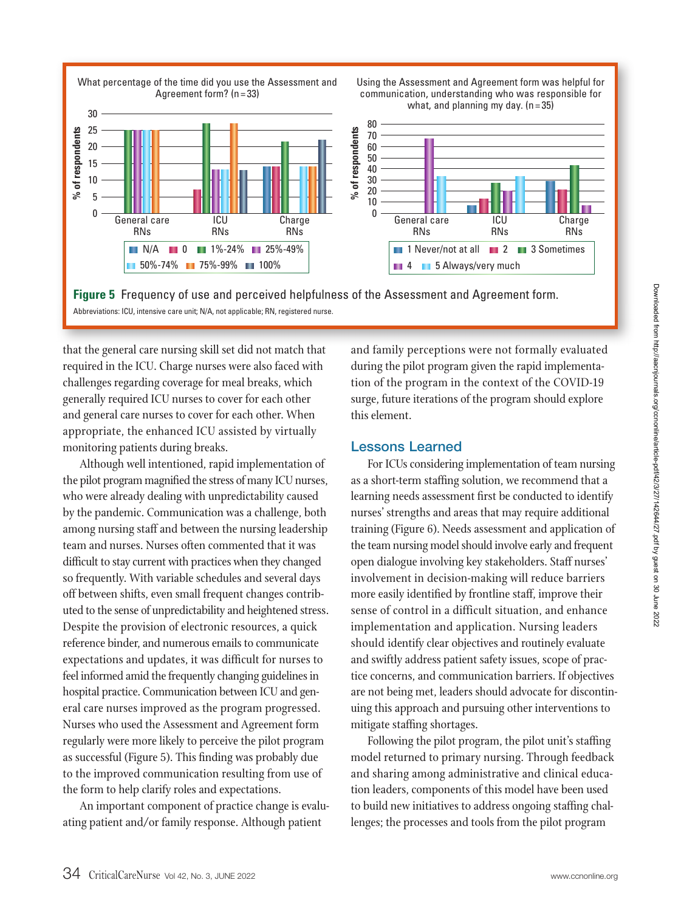Figure 5 Frequency of use and perceived helpfulness of the Assessment and Agreement form.

Abbreviations: ICU, intensive care unit; N/A, not applicable; RN, registered nurse.

that the general care nursing skill set did not match that required in the ICU. Charge nurses were also faced with challenges regarding coverage for meal breaks, which generally required ICU nurses to cover for each other and general care nurses to cover for each other. When appropriate, the enhanced ICU assisted by virtually monitoring patients during breaks.

Although well intentioned, rapid implementation of the pilot program magnified the stress of many ICU nurses, who were already dealing with unpredictability caused by the pandemic. Communication was a challenge, both among nursing staff and between the nursing leadership team and nurses. Nurses often commented that it was difficult to stay current with practices when they changed so frequently. With variable schedules and several days off between shifts, even small frequent changes contributed to the sense of unpredictability and heightened stress. Despite the provision of electronic resources, a quick reference binder, and numerous emails to communicate expectations and updates, it was difficult for nurses to feel informed amid the frequently changing guidelines in hospital practice. Communication between ICU and general care nurses improved as the program progressed. Nurses who used the Assessment and Agreement form regularly were more likely to perceive the pilot program as successful (Figure 5). This finding was probably due to the improved communication resulting from use of the form to help clarify roles and expectations.

An important component of practice change is evaluating patient and/or family response. Although patient and family perceptions were not formally evaluated during the pilot program given the rapid implementation of the program in the context of the COVID-19 surge, future iterations of the program should explore this element.

## Lessons Learned

For ICUs considering implementation of team nursing as a short-term staffing solution, we recommend that a learning needs assessment first be conducted to identify nurses' strengths and areas that may require additional training (Figure 6). Needs assessment and application of the team nursing model should involve early and frequent open dialogue involving key stakeholders. Staff nurses' involvement in decision-making will reduce barriers more easily identified by frontline staff, improve their sense of control in a difficult situation, and enhance implementation and application. Nursing leaders should identify clear objectives and routinely evaluate and swiftly address patient safety issues, scope of practice concerns, and communication barriers. If objectives are not being met, leaders should advocate for discontinuing this approach and pursuing other interventions to mitigate staffing shortages.

Following the pilot program, the pilot unit's staffing model returned to primary nursing. Through feedback and sharing among administrative and clinical education leaders, components of this model have been used to build new initiatives to address ongoing staffing challenges; the processes and tools from the pilot program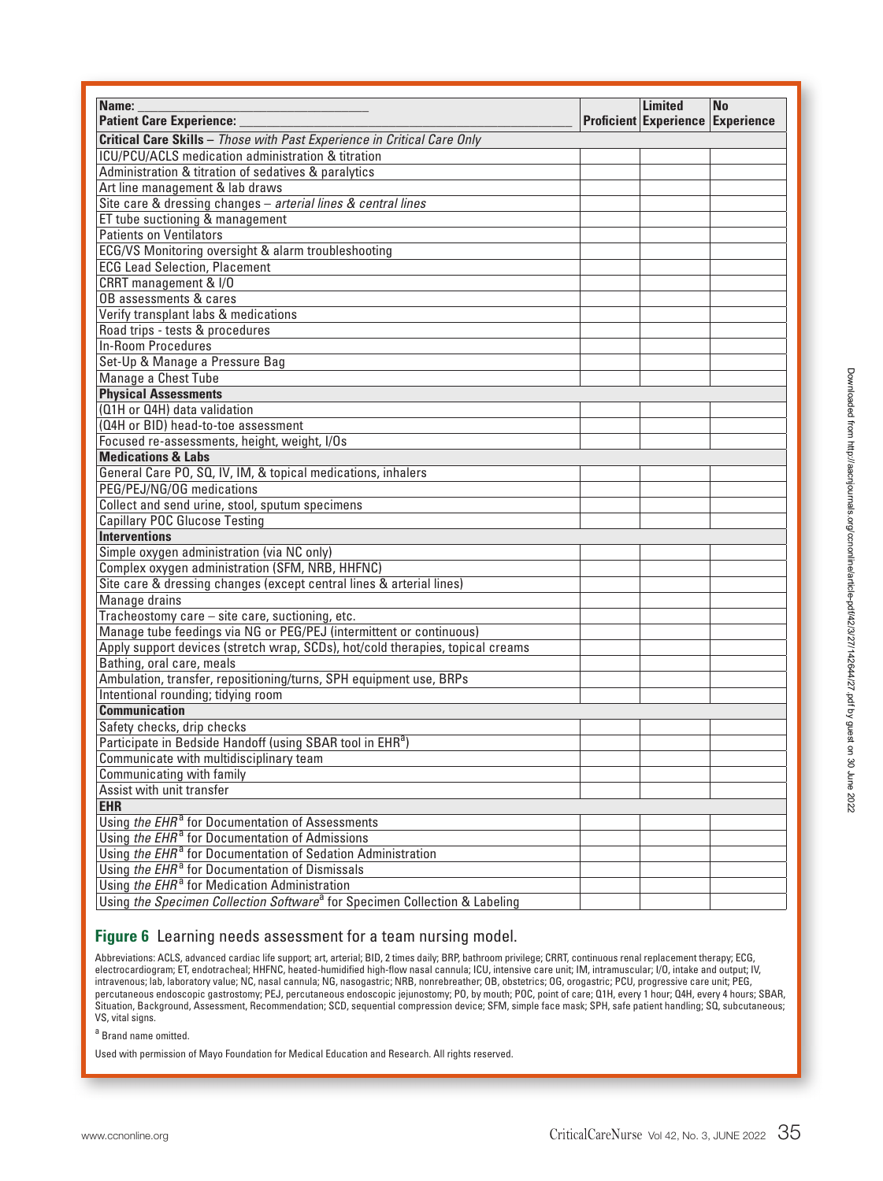| Name: ________________________________<br>Patient Care Experience: ______________________________ | Proficient | Limited Experience | No Experience |
|---|---|---|---|
| **Critical Care Skills** – *Those with Past Experience in Critical Care Only* | | | |
| ICU/PCU/ACLS medication administration & titration | | | |
| Administration & titration of sedatives & paralytics | | | |
| Art line management & lab draws | | | |
| Site care & dressing changes – *arterial lines & central lines* | | | |
| ET tube suctioning & management | | | |
| Patients on Ventilators | | | |
| ECG/VS Monitoring oversight & alarm troubleshooting | | | |
| ECG Lead Selection, Placement | | | |
| CRRT management & I/O | | | |
| OB assessments & cares | | | |
| Verify transplant labs & medications | | | |
| Road trips - tests & procedures | | | |
| In-Room Procedures | | | |
| Set-Up & Manage a Pressure Bag | | | |
| Manage a Chest Tube | | | |
| **Physical Assessments** | | | |
| (Q1H or Q4H) data validation | | | |
| (Q4H or BID) head-to-toe assessment | | | |
| Focused re-assessments, height, weight, I/Os | | | |
| **Medications & Labs** | | | |
| General Care PO, SQ, IV, IM, & topical medications, inhalers | | | |
| PEG/PEJ/NG/OG medications | | | |
| Collect and send urine, stool, sputum specimens | | | |
| Capillary POC Glucose Testing | | | |
| **Interventions** | | | |
| Simple oxygen administration (via NC only) | | | |
| Complex oxygen administration (SFM, NRB, HHFNC) | | | |
| Site care & dressing changes (except central lines & arterial lines) | | | |
| Manage drains | | | |
| Tracheostomy care – site care, suctioning, etc. | | | |
| Manage tube feedings via NG or PEG/PEJ (intermittent or continuous) | | | |
| Apply support devices (stretch wrap, SCDs), hot/cold therapies, topical creams | | | |
| Bathing, oral care, meals | | | |
| Ambulation, transfer, repositioning/turns, SPH equipment use, BRPs | | | |
| Intentional rounding; tidying room | | | |
| **Communication** | | | |
| Safety checks, drip checks | | | |
| Participate in Bedside Handoff (using SBAR tool in EHR[a]) | | | |
| Communicate with multidisciplinary team | | | |
| Communicating with family | | | |
| Assist with unit transfer | | | |
| **EHR** | | | |
| Using *the EHR*[a] for Documentation of Assessments | | | |
| Using *the EHR*[a] for Documentation of Admissions | | | |
| Using *the EHR*[a] for Documentation of Sedation Administration | | | |
| Using *the EHR*[a] for Documentation of Dismissals | | | |
| Using *the EHR*[a] for Medication Administration | | | |
| Using *the Specimen Collection Software*[a] for Specimen Collection & Labeling | | | |

**Figure 6** Learning needs assessment for a team nursing model.

Abbreviations: ACLS, advanced cardiac life support; art, arterial; BID, 2 times daily; BRP, bathroom privilege; CRRT, continuous renal replacement therapy; ECG, electrocardiogram; ET, endotracheal; HHFNC, heated-humidified high-flow nasal cannula; ICU, intensive care unit; IM, intramuscular; I/O, intake and output; IV, intravenous; lab, laboratory value; NC, nasal cannula; NG, nasogastric; NRB, nonrebreather; OB, obstetrics; OG, orogastric; PCU, progressive care unit; PEG, percutaneous endoscopic gastrostomy; PEJ, percutaneous endoscopic jejunostomy; PO, by mouth; POC, point of care; Q1H, every 1 hour; Q4H, every 4 hours; SBAR, Situation, Background, Assessment, Recommendation; SCD, sequential compression device; SFM, simple face mask; SPH, safe patient handling; SQ, subcutaneous; VS, vital signs.

[a] Brand name omitted.

Used with permission of Mayo Foundation for Medical Education and Research. All rights reserved.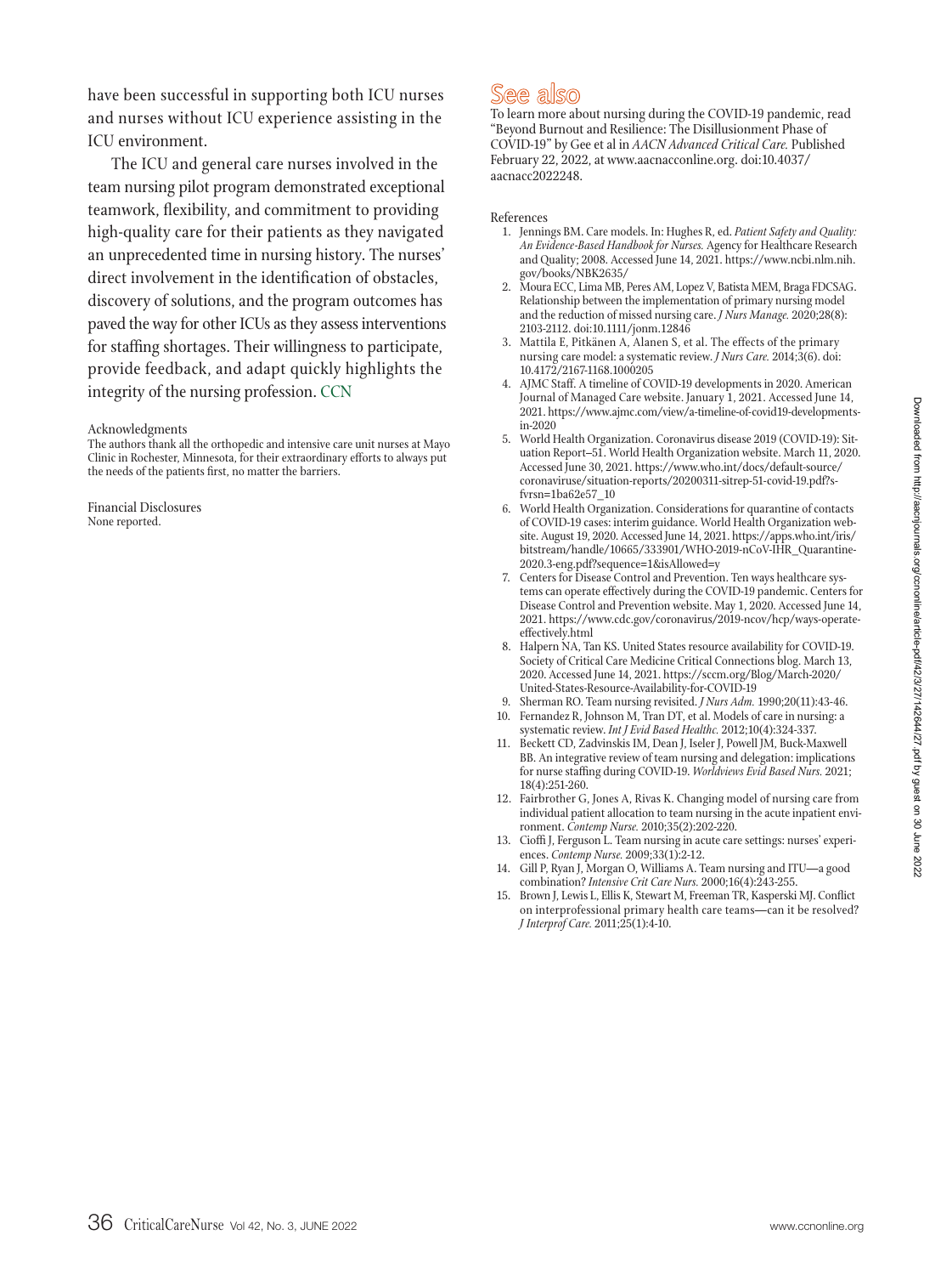have been successful in supporting both ICU nurses and nurses without ICU experience assisting in the ICU environment.

The ICU and general care nurses involved in the team nursing pilot program demonstrated exceptional teamwork, flexibility, and commitment to providing high-quality care for their patients as they navigated an unprecedented time in nursing history. The nurses' direct involvement in the identification of obstacles, discovery of solutions, and the program outcomes has paved the way for other ICUs as they assess interventions for staffing shortages. Their willingness to participate, provide feedback, and adapt quickly highlights the integrity of the nursing profession. CCN

Acknowledgments

The authors thank all the orthopedic and intensive care unit nurses at Mayo Clinic in Rochester, Minnesota, for their extraordinary efforts to always put the needs of the patients first, no matter the barriers.

Financial Disclosures

None reported.

## See also

To learn more about nursing during the COVID-19 pandemic, read "Beyond Burnout and Resilience: The Disillusionment Phase of COVID-19" by Gee et al in *AACN Advanced Critical Care.* Published February 22, 2022, at www.aacnacconline.org. doi:10.4037/aacnacc2022248.

References

1. Jennings BM. Care models. In: Hughes R, ed. *Patient Safety and Quality: An Evidence-Based Handbook for Nurses.* Agency for Healthcare Research and Quality; 2008. Accessed June 14, 2021. https://www.ncbi.nlm.nih.gov/books/NBK2635/
2. Moura ECC, Lima MB, Peres AM, Lopez V, Batista MEM, Braga FDCSAG. Relationship between the implementation of primary nursing model and the reduction of missed nursing care. *J Nurs Manage.* 2020;28(8):2103-2112. doi:10.1111/jonm.12846
3. Mattila E, Pitkänen A, Alanen S, et al. The effects of the primary nursing care model: a systematic review. *J Nurs Care.* 2014;3(6). doi:10.4172/2167-1168.1000205
4. AJMC Staff. A timeline of COVID-19 developments in 2020. American Journal of Managed Care website. January 1, 2021. Accessed June 14, 2021. https://www.ajmc.com/view/a-timeline-of-covid19-developments-in-2020
5. World Health Organization. Coronavirus disease 2019 (COVID-19): Situation Report–51. World Health Organization website. March 11, 2020. Accessed June 30, 2021. https://www.who.int/docs/default-source/coronaviruse/situation-reports/20200311-sitrep-51-covid-19.pdf?sfvrsn=1ba62e57_10
6. World Health Organization. Considerations for quarantine of contacts of COVID-19 cases: interim guidance. World Health Organization website. August 19, 2020. Accessed June 14, 2021. https://apps.who.int/iris/bitstream/handle/10665/333901/WHO-2019-nCoV-IHR_Quarantine-2020.3-eng.pdf?sequence=1&isAllowed=y
7. Centers for Disease Control and Prevention. Ten ways healthcare systems can operate effectively during the COVID-19 pandemic. Centers for Disease Control and Prevention website. May 1, 2020. Accessed June 14, 2021. https://www.cdc.gov/coronavirus/2019-ncov/hcp/ways-operate-effectively.html
8. Halpern NA, Tan KS. United States resource availability for COVID-19. Society of Critical Care Medicine Critical Connections blog. March 13, 2020. Accessed June 14, 2021. https://sccm.org/Blog/March-2020/United-States-Resource-Availability-for-COVID-19
9. Sherman RO. Team nursing revisited. *J Nurs Adm.* 1990;20(11):43-46.
10. Fernandez R, Johnson M, Tran DT, et al. Models of care in nursing: a systematic review. *Int J Evid Based Healthc.* 2012;10(4):324-337.
11. Beckett CD, Zadvinskis IM, Dean J, Iseler J, Powell JM, Buck-Maxwell BB. An integrative review of team nursing and delegation: implications for nurse staffing during COVID-19. *Worldviews Evid Based Nurs.* 2021;18(4):251-260.
12. Fairbrother G, Jones A, Rivas K. Changing model of nursing care from individual patient allocation to team nursing in the acute inpatient environment. *Contemp Nurse.* 2010;35(2):202-220.
13. Cioffi J, Ferguson L. Team nursing in acute care settings: nurses' experiences. *Contemp Nurse.* 2009;33(1):2-12.
14. Gill P, Ryan J, Morgan O, Williams A. Team nursing and ITU—a good combination? *Intensive Crit Care Nurs.* 2000;16(4):243-255.
15. Brown J, Lewis L, Ellis K, Stewart M, Freeman TR, Kasperski MJ. Conflict on interprofessional primary health care teams—can it be resolved? *J Interprof Care.* 2011;25(1):4-10.